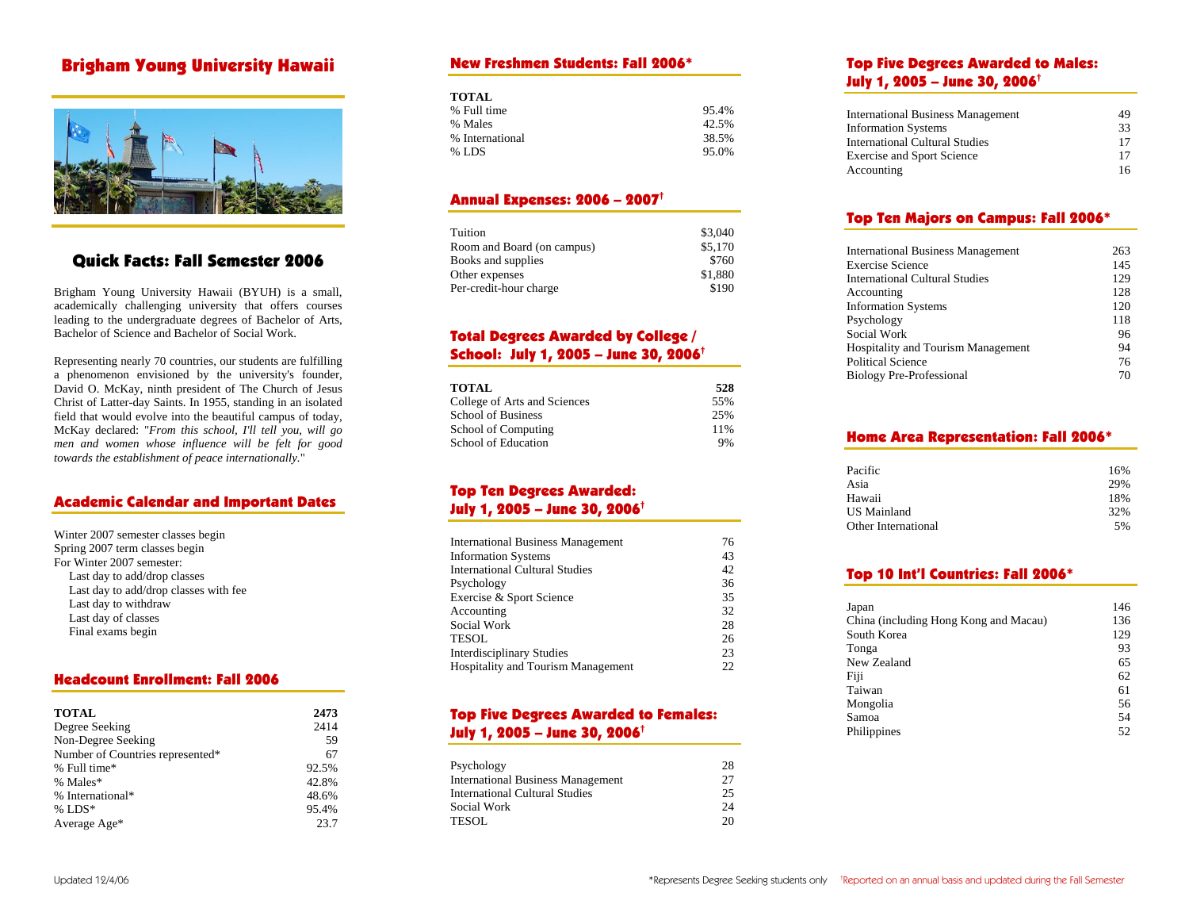# Brigham Young University Hawaii

## Quick Facts: Fall Semester 2006

Brigham Young University Hawaii (BYUH) is a small, academically challenging university that offers courses leading to the undergraduate degrees of Bachelor of Arts, Bachelor of Science and Bachelor of Social Work.

Representing nearly 70 countries, our students are fulfilling a phenomenon envisioned by the university's founder, David O. McKay, ninth president of The Church of Jesus Christ of Latter-day Saints. In 1955, standing in an isolated field that would evolve into the beautiful campus of today, McKay declared: "*From this school, I'll tell you, will go men and women whose influence will be felt for good towards the establishment of peace internationally.*"

## Academic Calendar and Important Dates

Winter 2007 semester classes begin
Spring 2007 term classes begin
For Winter 2007 semester:
- Last day to add/drop classes
- Last day to add/drop classes with fee
- Last day to withdraw
- Last day of classes
- Final exams begin

## Headcount Enrollment: Fall 2006

| | |
|---|---|
| **TOTAL** | **2473** |
| Degree Seeking | 2414 |
| Non-Degree Seeking | 59 |
| Number of Countries represented* | 67 |
| % Full time* | 92.5% |
| % Males* | 42.8% |
| % International* | 48.6% |
| % LDS* | 95.4% |
| Average Age* | 23.7 |

## New Freshmen Students: Fall 2006*

| | |
|---|---|
| **TOTAL** | |
| % Full time | 95.4% |
| % Males | 42.5% |
| % International | 38.5% |
| % LDS | 95.0% |

## Annual Expenses: 2006 – 2007†

| | |
|---|---|
| Tuition | $3,040 |
| Room and Board (on campus) | $5,170 |
| Books and supplies | $760 |
| Other expenses | $1,880 |
| Per-credit-hour charge | $190 |

## Total Degrees Awarded by College / School: July 1, 2005 – June 30, 2006†

| | |
|---|---|
| **TOTAL** | **528** |
| College of Arts and Sciences | 55% |
| School of Business | 25% |
| School of Computing | 11% |
| School of Education | 9% |

## Top Ten Degrees Awarded: July 1, 2005 – June 30, 2006†

| | |
|---|---|
| International Business Management | 76 |
| Information Systems | 43 |
| International Cultural Studies | 42 |
| Psychology | 36 |
| Exercise & Sport Science | 35 |
| Accounting | 32 |
| Social Work | 28 |
| TESOL | 26 |
| Interdisciplinary Studies | 23 |
| Hospitality and Tourism Management | 22 |

## Top Five Degrees Awarded to Females: July 1, 2005 – June 30, 2006†

| | |
|---|---|
| Psychology | 28 |
| International Business Management | 27 |
| International Cultural Studies | 25 |
| Social Work | 24 |
| TESOL | 20 |

## Top Five Degrees Awarded to Males: July 1, 2005 – June 30, 2006†

| | |
|---|---|
| International Business Management | 49 |
| Information Systems | 33 |
| International Cultural Studies | 17 |
| Exercise and Sport Science | 17 |
| Accounting | 16 |

## Top Ten Majors on Campus: Fall 2006*

| | |
|---|---|
| International Business Management | 263 |
| Exercise Science | 145 |
| International Cultural Studies | 129 |
| Accounting | 128 |
| Information Systems | 120 |
| Psychology | 118 |
| Social Work | 96 |
| Hospitality and Tourism Management | 94 |
| Political Science | 76 |
| Biology Pre-Professional | 70 |

## Home Area Representation: Fall 2006*

| | |
|---|---|
| Pacific | 16% |
| Asia | 29% |
| Hawaii | 18% |
| US Mainland | 32% |
| Other International | 5% |

## Top 10 Int'l Countries: Fall 2006*

| | |
|---|---|
| Japan | 146 |
| China (including Hong Kong and Macau) | 136 |
| South Korea | 129 |
| Tonga | 93 |
| New Zealand | 65 |
| Fiji | 62 |
| Taiwan | 61 |
| Mongolia | 56 |
| Samoa | 54 |
| Philippines | 52 |

Updated 12/4/06

*Represents Degree Seeking students only †Reported on an annual basis and updated during the Fall Semester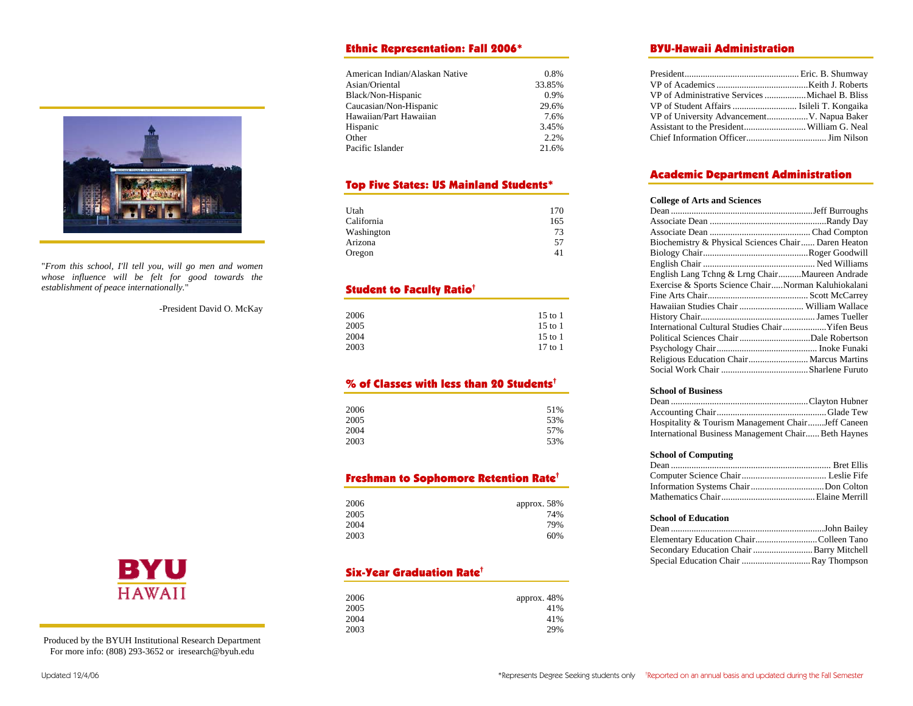"*From this school, I'll tell you, will go men and women whose influence will be felt for good towards the establishment of peace internationally.*"

-President David O. McKay

BYU HAWAII

Produced by the BYUH Institutional Research Department
For more info: (808) 293-3652 or iresearch@byuh.edu

## Ethnic Representation: Fall 2006*

| | |
|---|---|
| American Indian/Alaskan Native | 0.8% |
| Asian/Oriental | 33.85% |
| Black/Non-Hispanic | 0.9% |
| Caucasian/Non-Hispanic | 29.6% |
| Hawaiian/Part Hawaiian | 7.6% |
| Hispanic | 3.45% |
| Other | 2.2% |
| Pacific Islander | 21.6% |

## Top Five States: US Mainland Students*

| | |
|---|---|
| Utah | 170 |
| California | 165 |
| Washington | 73 |
| Arizona | 57 |
| Oregon | 41 |

## Student to Faculty Ratio†

| | |
|---|---|
| 2006 | 15 to 1 |
| 2005 | 15 to 1 |
| 2004 | 15 to 1 |
| 2003 | 17 to 1 |

## % of Classes with less than 20 Students†

| | |
|---|---|
| 2006 | 51% |
| 2005 | 53% |
| 2004 | 57% |
| 2003 | 53% |

## Freshman to Sophomore Retention Rate†

| | |
|---|---|
| 2006 | approx. 58% |
| 2005 | 74% |
| 2004 | 79% |
| 2003 | 60% |

## Six-Year Graduation Rate†

| | |
|---|---|
| 2006 | approx. 48% |
| 2005 | 41% |
| 2004 | 41% |
| 2003 | 29% |

## BYU-Hawaii Administration

| | |
|---|---|
| President | Eric. B. Shumway |
| VP of Academics | Keith J. Roberts |
| VP of Administrative Services | Michael B. Bliss |
| VP of Student Affairs | Isileli T. Kongaika |
| VP of University Advancement | V. Napua Baker |
| Assistant to the President | William G. Neal |
| Chief Information Officer | Jim Nilson |

## Academic Department Administration

**College of Arts and Sciences**

| | |
|---|---|
| Dean | Jeff Burroughs |
| Associate Dean | Randy Day |
| Associate Dean | Chad Compton |
| Biochemistry & Physical Sciences Chair | Daren Heaton |
| Biology Chair | Roger Goodwill |
| English Chair | Ned Williams |
| English Lang Tchng & Lrng Chair | Maureen Andrade |
| Exercise & Sports Science Chair | Norman Kaluhiokalani |
| Fine Arts Chair | Scott McCarrey |
| Hawaiian Studies Chair | William Wallace |
| History Chair | James Tueller |
| International Cultural Studies Chair | Yifen Beus |
| Political Sciences Chair | Dale Robertson |
| Psychology Chair | Inoke Funaki |
| Religious Education Chair | Marcus Martins |
| Social Work Chair | Sharlene Furuto |

**School of Business**

| | |
|---|---|
| Dean | Clayton Hubner |
| Accounting Chair | Glade Tew |
| Hospitality & Tourism Management Chair | Jeff Caneen |
| International Business Management Chair | Beth Haynes |

**School of Computing**

| | |
|---|---|
| Dean | Bret Ellis |
| Computer Science Chair | Leslie Fife |
| Information Systems Chair | Don Colton |
| Mathematics Chair | Elaine Merrill |

**School of Education**

| | |
|---|---|
| Dean | John Bailey |
| Elementary Education Chair | Colleen Tano |
| Secondary Education Chair | Barry Mitchell |
| Special Education Chair | Ray Thompson |

Updated 12/4/06

*Represents Degree Seeking students only †Reported on an annual basis and updated during the Fall Semester